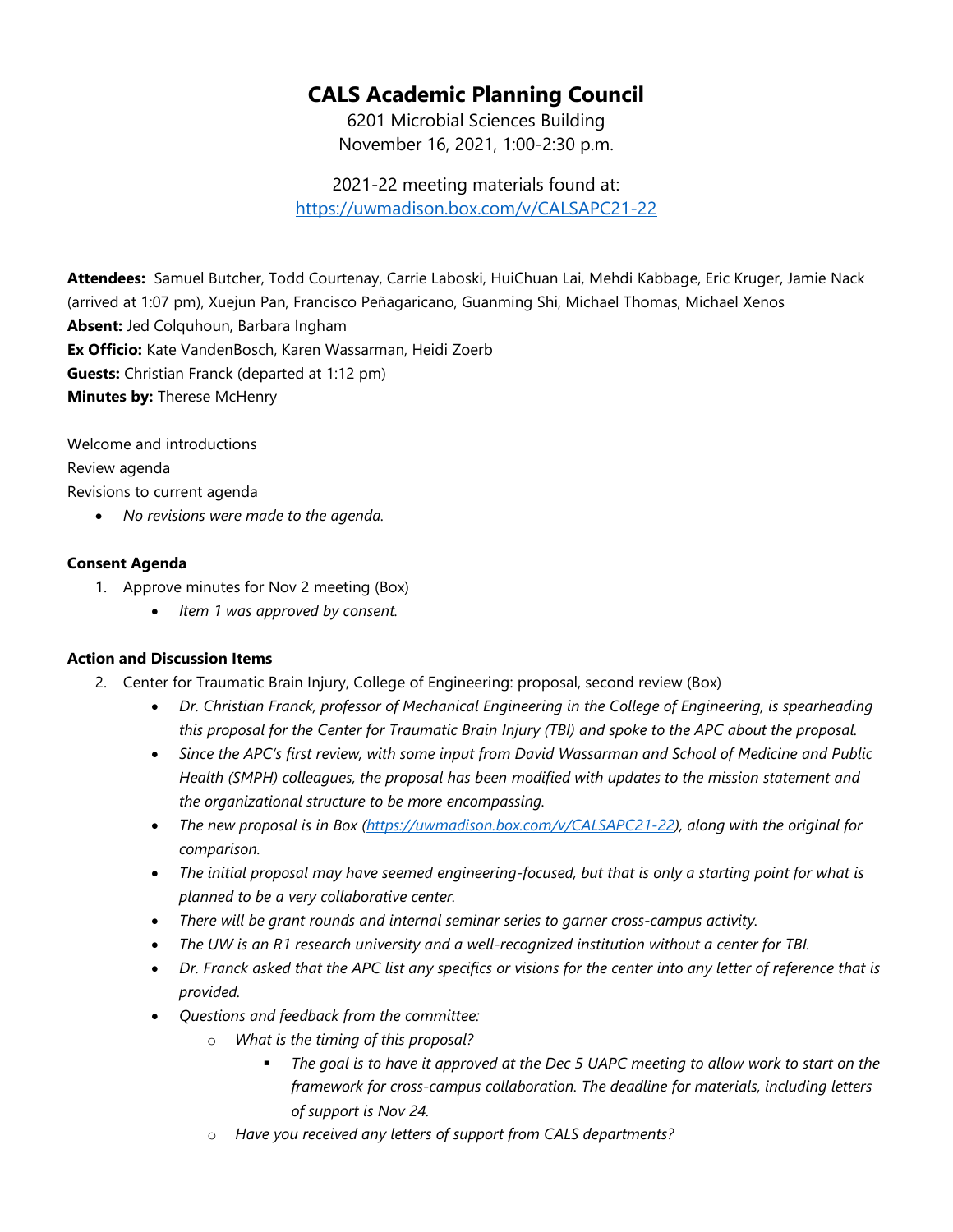# CALS Academic Planning Council

6201 Microbial Sciences Building
November 16, 2021, 1:00-2:30 p.m.

2021-22 meeting materials found at:
https://uwmadison.box.com/v/CALSAPC21-22

**Attendees:** Samuel Butcher, Todd Courtenay, Carrie Laboski, HuiChuan Lai, Mehdi Kabbage, Eric Kruger, Jamie Nack (arrived at 1:07 pm), Xuejun Pan, Francisco Peñagaricano, Guanming Shi, Michael Thomas, Michael Xenos
**Absent:** Jed Colquhoun, Barbara Ingham
**Ex Officio:** Kate VandenBosch, Karen Wassarman, Heidi Zoerb
**Guests:** Christian Franck (departed at 1:12 pm)
**Minutes by:** Therese McHenry

Welcome and introductions
Review agenda
Revisions to current agenda

- *No revisions were made to the agenda.*

**Consent Agenda**

1. Approve minutes for Nov 2 meeting (Box)
    - *Item 1 was approved by consent.*

**Action and Discussion Items**

2. Center for Traumatic Brain Injury, College of Engineering: proposal, second review (Box)
    - *Dr. Christian Franck, professor of Mechanical Engineering in the College of Engineering, is spearheading this proposal for the Center for Traumatic Brain Injury (TBI) and spoke to the APC about the proposal.*
    - *Since the APC's first review, with some input from David Wassarman and School of Medicine and Public Health (SMPH) colleagues, the proposal has been modified with updates to the mission statement and the organizational structure to be more encompassing.*
    - *The new proposal is in Box (https://uwmadison.box.com/v/CALSAPC21-22), along with the original for comparison.*
    - *The initial proposal may have seemed engineering-focused, but that is only a starting point for what is planned to be a very collaborative center.*
    - *There will be grant rounds and internal seminar series to garner cross-campus activity.*
    - *The UW is an R1 research university and a well-recognized institution without a center for TBI.*
    - *Dr. Franck asked that the APC list any specifics or visions for the center into any letter of reference that is provided.*
    - *Questions and feedback from the committee:*
        - *What is the timing of this proposal?*
            - *The goal is to have it approved at the Dec 5 UAPC meeting to allow work to start on the framework for cross-campus collaboration. The deadline for materials, including letters of support is Nov 24.*
        - *Have you received any letters of support from CALS departments?*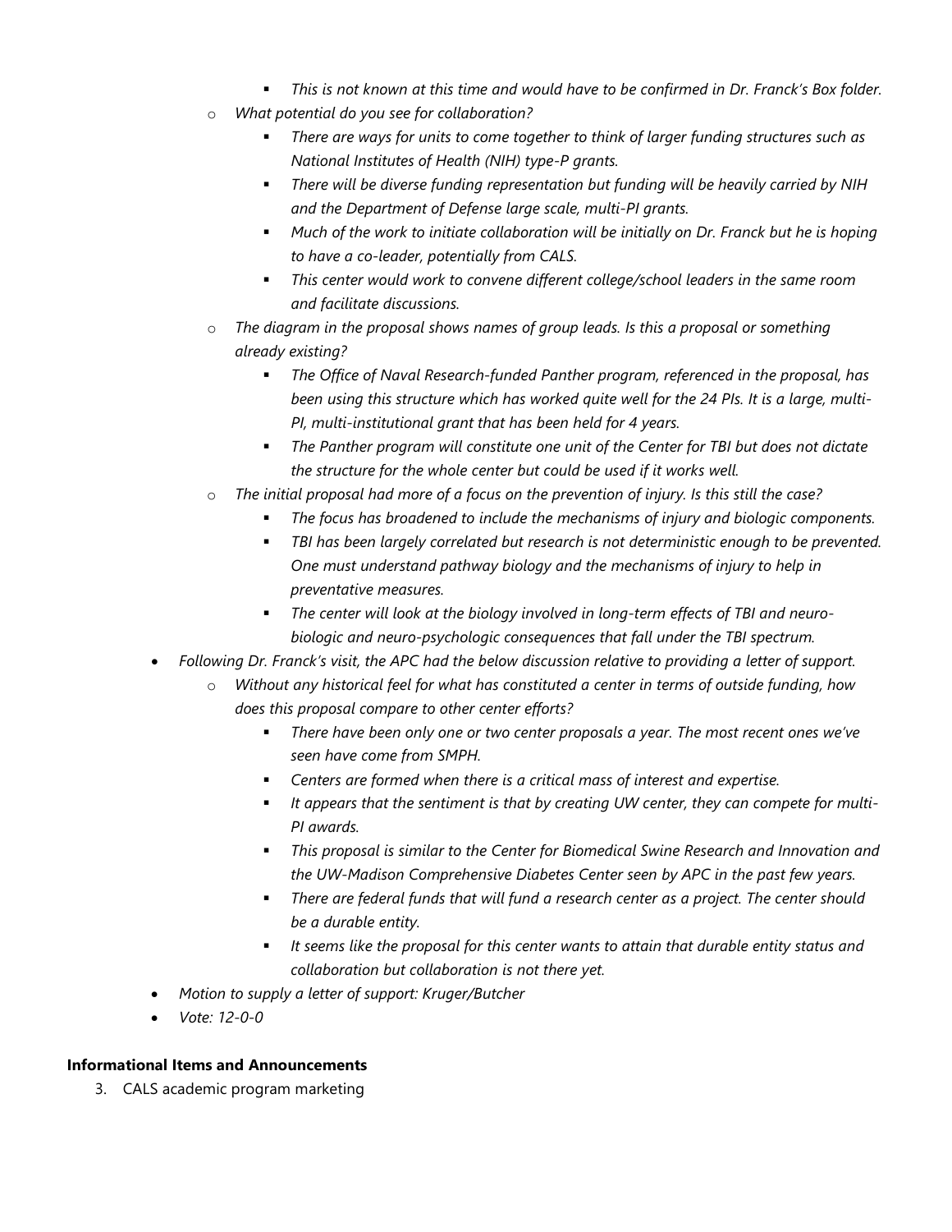- *This is not known at this time and would have to be confirmed in Dr. Franck's Box folder.*
    - *What potential do you see for collaboration?*
        - *There are ways for units to come together to think of larger funding structures such as National Institutes of Health (NIH) type-P grants.*
        - *There will be diverse funding representation but funding will be heavily carried by NIH and the Department of Defense large scale, multi-PI grants.*
        - *Much of the work to initiate collaboration will be initially on Dr. Franck but he is hoping to have a co-leader, potentially from CALS.*
        - *This center would work to convene different college/school leaders in the same room and facilitate discussions.*
    - *The diagram in the proposal shows names of group leads. Is this a proposal or something already existing?*
        - *The Office of Naval Research-funded Panther program, referenced in the proposal, has been using this structure which has worked quite well for the 24 PIs. It is a large, multi-PI, multi-institutional grant that has been held for 4 years.*
        - *The Panther program will constitute one unit of the Center for TBI but does not dictate the structure for the whole center but could be used if it works well.*
    - *The initial proposal had more of a focus on the prevention of injury. Is this still the case?*
        - *The focus has broadened to include the mechanisms of injury and biologic components.*
        - *TBI has been largely correlated but research is not deterministic enough to be prevented. One must understand pathway biology and the mechanisms of injury to help in preventative measures.*
        - *The center will look at the biology involved in long-term effects of TBI and neuro-biologic and neuro-psychologic consequences that fall under the TBI spectrum.*
- *Following Dr. Franck's visit, the APC had the below discussion relative to providing a letter of support.*
    - *Without any historical feel for what has constituted a center in terms of outside funding, how does this proposal compare to other center efforts?*
        - *There have been only one or two center proposals a year. The most recent ones we've seen have come from SMPH.*
        - *Centers are formed when there is a critical mass of interest and expertise.*
        - *It appears that the sentiment is that by creating UW center, they can compete for multi-PI awards.*
        - *This proposal is similar to the Center for Biomedical Swine Research and Innovation and the UW-Madison Comprehensive Diabetes Center seen by APC in the past few years.*
        - *There are federal funds that will fund a research center as a project. The center should be a durable entity.*
        - *It seems like the proposal for this center wants to attain that durable entity status and collaboration but collaboration is not there yet.*
- *Motion to supply a letter of support: Kruger/Butcher*
- *Vote: 12-0-0*

**Informational Items and Announcements**

3. CALS academic program marketing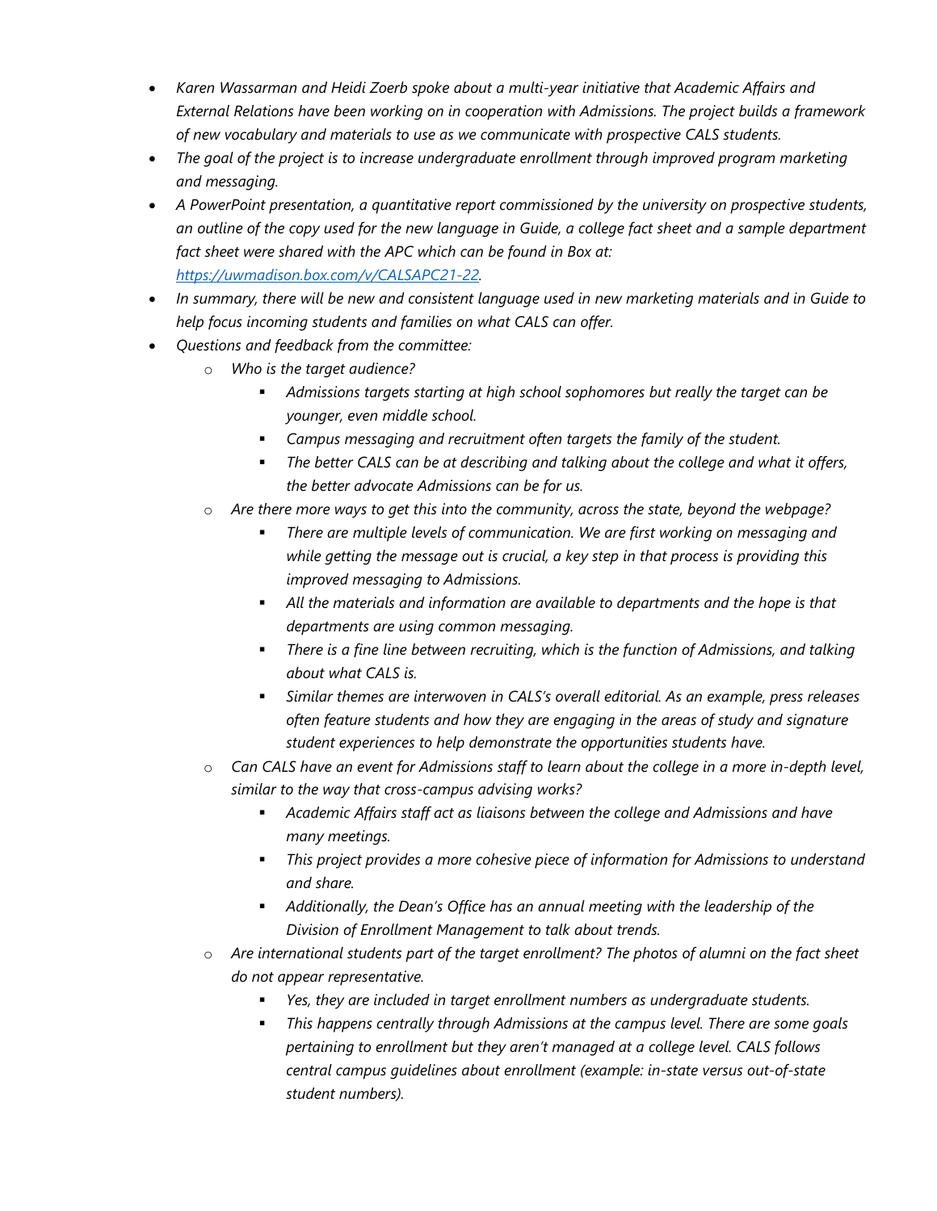- *Karen Wassarman and Heidi Zoerb spoke about a multi-year initiative that Academic Affairs and External Relations have been working on in cooperation with Admissions. The project builds a framework of new vocabulary and materials to use as we communicate with prospective CALS students.*
- *The goal of the project is to increase undergraduate enrollment through improved program marketing and messaging.*
- *A PowerPoint presentation, a quantitative report commissioned by the university on prospective students, an outline of the copy used for the new language in Guide, a college fact sheet and a sample department fact sheet were shared with the APC which can be found in Box at: [https://uwmadison.box.com/v/CALSAPC21-22](https://uwmadison.box.com/v/CALSAPC21-22).*
- *In summary, there will be new and consistent language used in new marketing materials and in Guide to help focus incoming students and families on what CALS can offer.*
- *Questions and feedback from the committee:*
  - *Who is the target audience?*
    - *Admissions targets starting at high school sophomores but really the target can be younger, even middle school.*
    - *Campus messaging and recruitment often targets the family of the student.*
    - *The better CALS can be at describing and talking about the college and what it offers, the better advocate Admissions can be for us.*
  - *Are there more ways to get this into the community, across the state, beyond the webpage?*
    - *There are multiple levels of communication. We are first working on messaging and while getting the message out is crucial, a key step in that process is providing this improved messaging to Admissions.*
    - *All the materials and information are available to departments and the hope is that departments are using common messaging.*
    - *There is a fine line between recruiting, which is the function of Admissions, and talking about what CALS is.*
    - *Similar themes are interwoven in CALS's overall editorial. As an example, press releases often feature students and how they are engaging in the areas of study and signature student experiences to help demonstrate the opportunities students have.*
  - *Can CALS have an event for Admissions staff to learn about the college in a more in-depth level, similar to the way that cross-campus advising works?*
    - *Academic Affairs staff act as liaisons between the college and Admissions and have many meetings.*
    - *This project provides a more cohesive piece of information for Admissions to understand and share.*
    - *Additionally, the Dean's Office has an annual meeting with the leadership of the Division of Enrollment Management to talk about trends.*
  - *Are international students part of the target enrollment? The photos of alumni on the fact sheet do not appear representative.*
    - *Yes, they are included in target enrollment numbers as undergraduate students.*
    - *This happens centrally through Admissions at the campus level. There are some goals pertaining to enrollment but they aren't managed at a college level. CALS follows central campus guidelines about enrollment (example: in-state versus out-of-state student numbers).*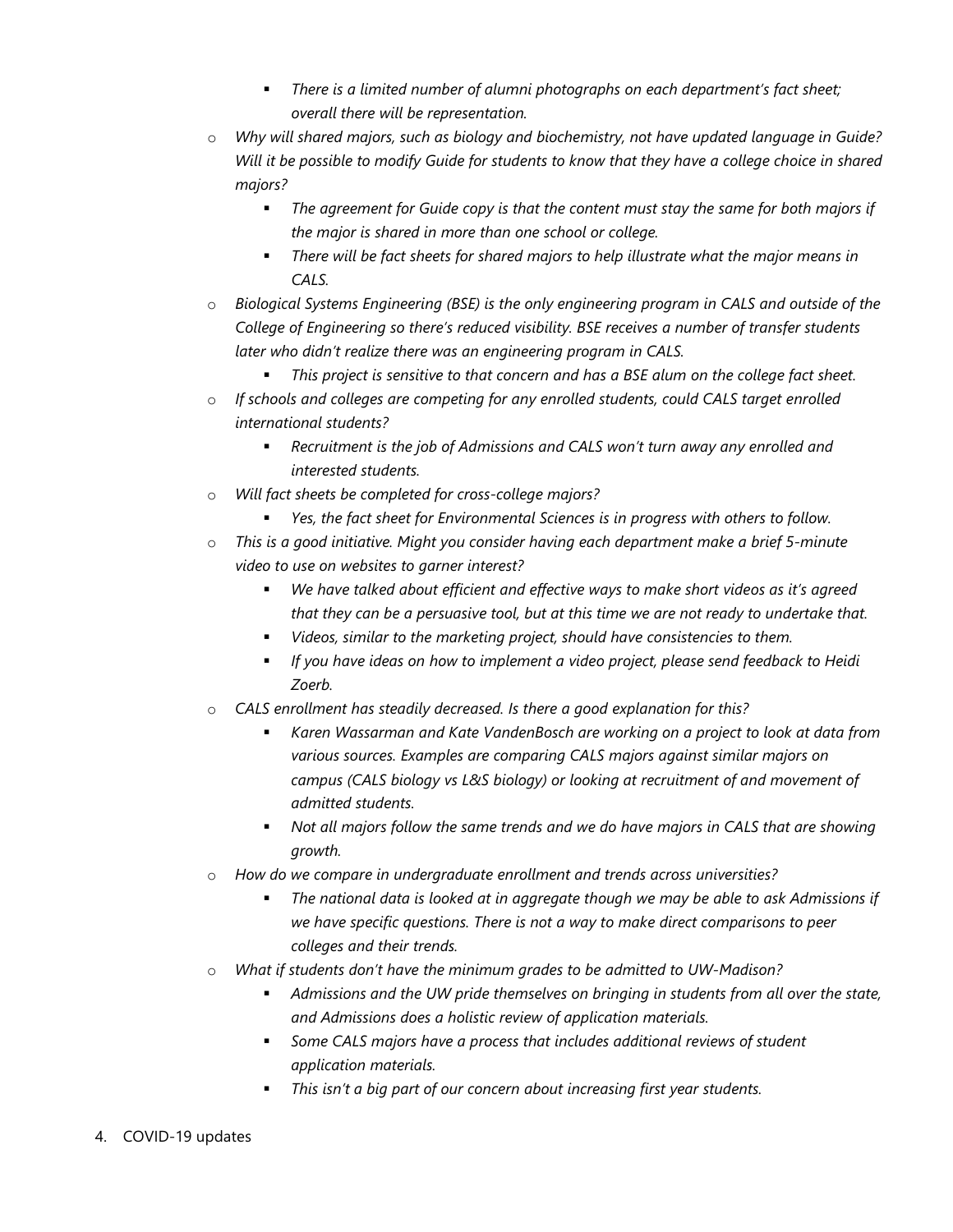- *There is a limited number of alumni photographs on each department's fact sheet; overall there will be representation.*
    - *Why will shared majors, such as biology and biochemistry, not have updated language in Guide? Will it be possible to modify Guide for students to know that they have a college choice in shared majors?*
        - *The agreement for Guide copy is that the content must stay the same for both majors if the major is shared in more than one school or college.*
        - *There will be fact sheets for shared majors to help illustrate what the major means in CALS.*
    - *Biological Systems Engineering (BSE) is the only engineering program in CALS and outside of the College of Engineering so there's reduced visibility. BSE receives a number of transfer students later who didn't realize there was an engineering program in CALS.*
        - *This project is sensitive to that concern and has a BSE alum on the college fact sheet.*
    - *If schools and colleges are competing for any enrolled students, could CALS target enrolled international students?*
        - *Recruitment is the job of Admissions and CALS won't turn away any enrolled and interested students.*
    - *Will fact sheets be completed for cross-college majors?*
        - *Yes, the fact sheet for Environmental Sciences is in progress with others to follow.*
    - *This is a good initiative. Might you consider having each department make a brief 5-minute video to use on websites to garner interest?*
        - *We have talked about efficient and effective ways to make short videos as it's agreed that they can be a persuasive tool, but at this time we are not ready to undertake that.*
        - *Videos, similar to the marketing project, should have consistencies to them.*
        - *If you have ideas on how to implement a video project, please send feedback to Heidi Zoerb.*
    - *CALS enrollment has steadily decreased. Is there a good explanation for this?*
        - *Karen Wassarman and Kate VandenBosch are working on a project to look at data from various sources. Examples are comparing CALS majors against similar majors on campus (CALS biology vs L&S biology) or looking at recruitment of and movement of admitted students.*
        - *Not all majors follow the same trends and we do have majors in CALS that are showing growth.*
    - *How do we compare in undergraduate enrollment and trends across universities?*
        - *The national data is looked at in aggregate though we may be able to ask Admissions if we have specific questions. There is not a way to make direct comparisons to peer colleges and their trends.*
    - *What if students don't have the minimum grades to be admitted to UW-Madison?*
        - *Admissions and the UW pride themselves on bringing in students from all over the state, and Admissions does a holistic review of application materials.*
        - *Some CALS majors have a process that includes additional reviews of student application materials.*
        - *This isn't a big part of our concern about increasing first year students.*

4. COVID-19 updates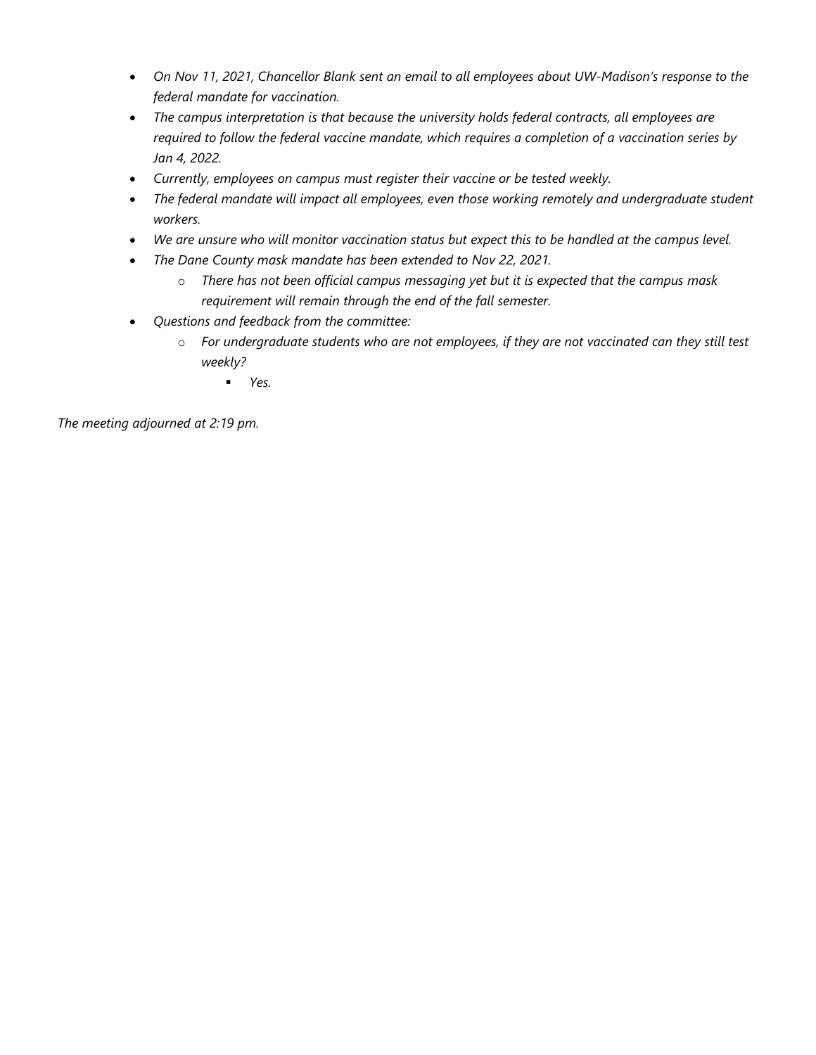- *On Nov 11, 2021, Chancellor Blank sent an email to all employees about UW-Madison's response to the federal mandate for vaccination.*
- *The campus interpretation is that because the university holds federal contracts, all employees are required to follow the federal vaccine mandate, which requires a completion of a vaccination series by Jan 4, 2022.*
- *Currently, employees on campus must register their vaccine or be tested weekly.*
- *The federal mandate will impact all employees, even those working remotely and undergraduate student workers.*
- *We are unsure who will monitor vaccination status but expect this to be handled at the campus level.*
- *The Dane County mask mandate has been extended to Nov 22, 2021.*
    - *There has not been official campus messaging yet but it is expected that the campus mask requirement will remain through the end of the fall semester.*
- *Questions and feedback from the committee:*
    - *For undergraduate students who are not employees, if they are not vaccinated can they still test weekly?*
        - *Yes.*

*The meeting adjourned at 2:19 pm.*